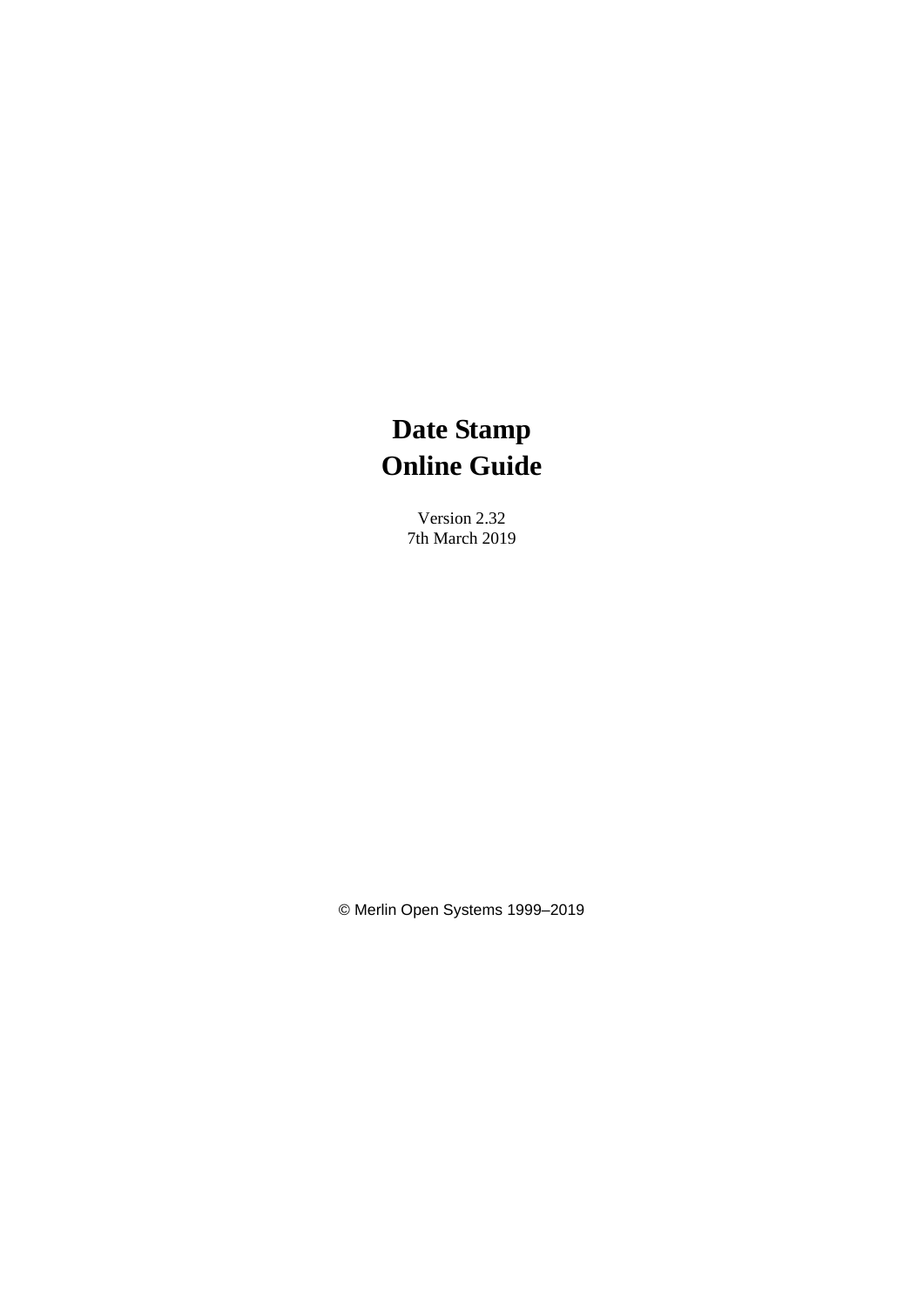# Date Stamp
# Online Guide

Version 2.32
7th March 2019

© Merlin Open Systems 1999–2019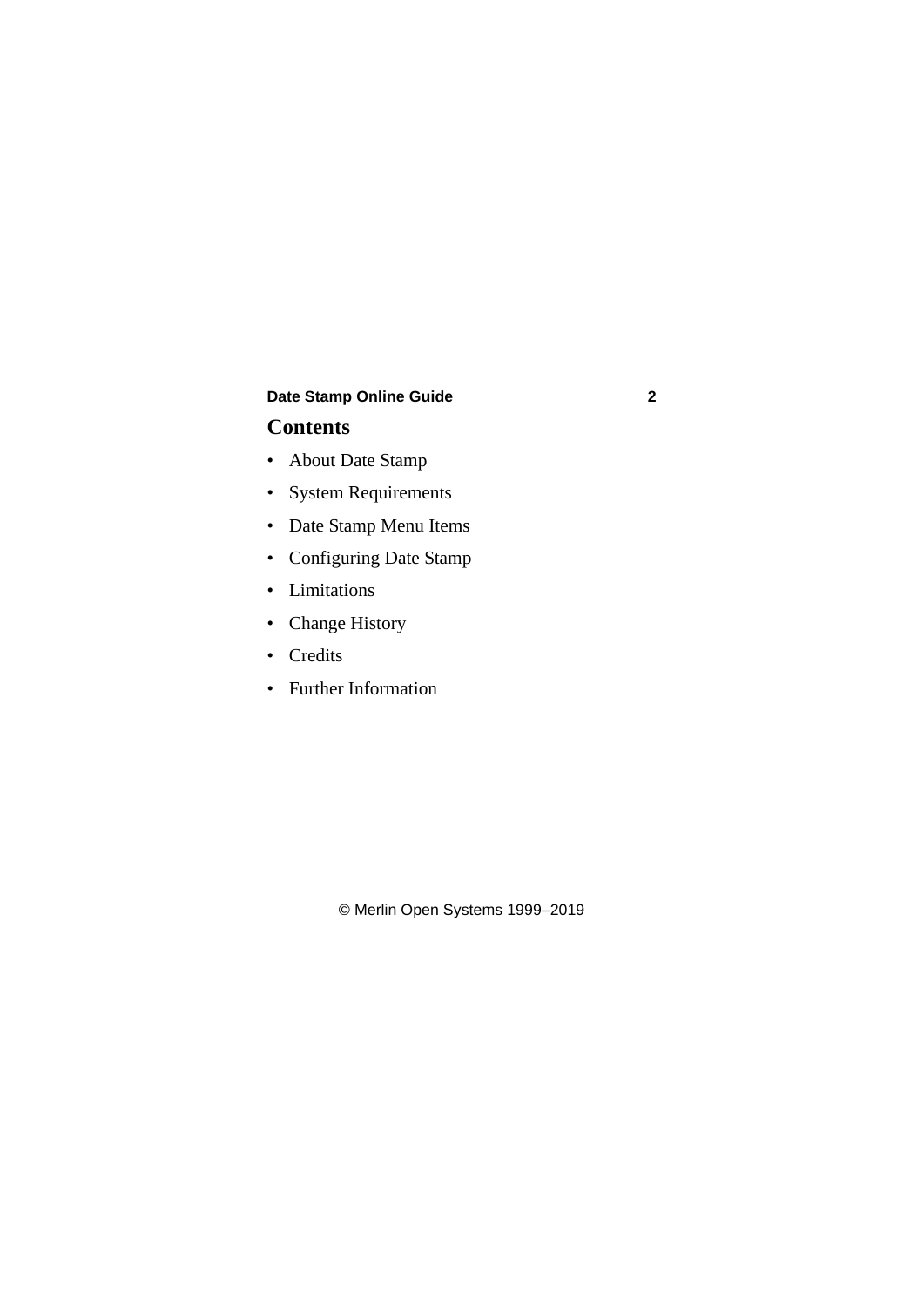## Contents

- About Date Stamp
- System Requirements
- Date Stamp Menu Items
- Configuring Date Stamp
- Limitations
- Change History
- Credits
- Further Information

© Merlin Open Systems 1999–2019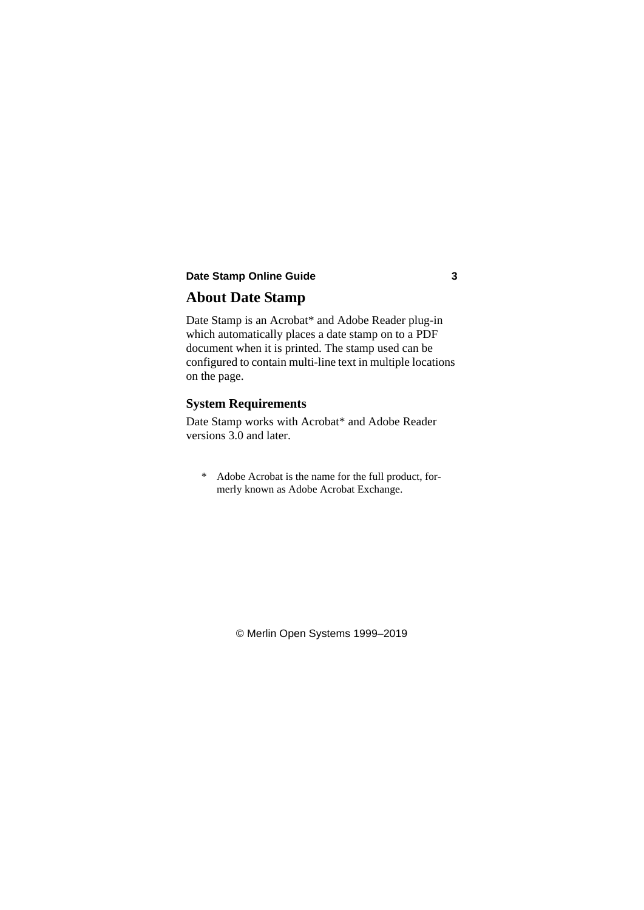# About Date Stamp

Date Stamp is an Acrobat* and Adobe Reader plug-in which automatically places a date stamp on to a PDF document when it is printed. The stamp used can be configured to contain multi-line text in multiple locations on the page.

## System Requirements

Date Stamp works with Acrobat* and Adobe Reader versions 3.0 and later.

\* Adobe Acrobat is the name for the full product, formerly known as Adobe Acrobat Exchange.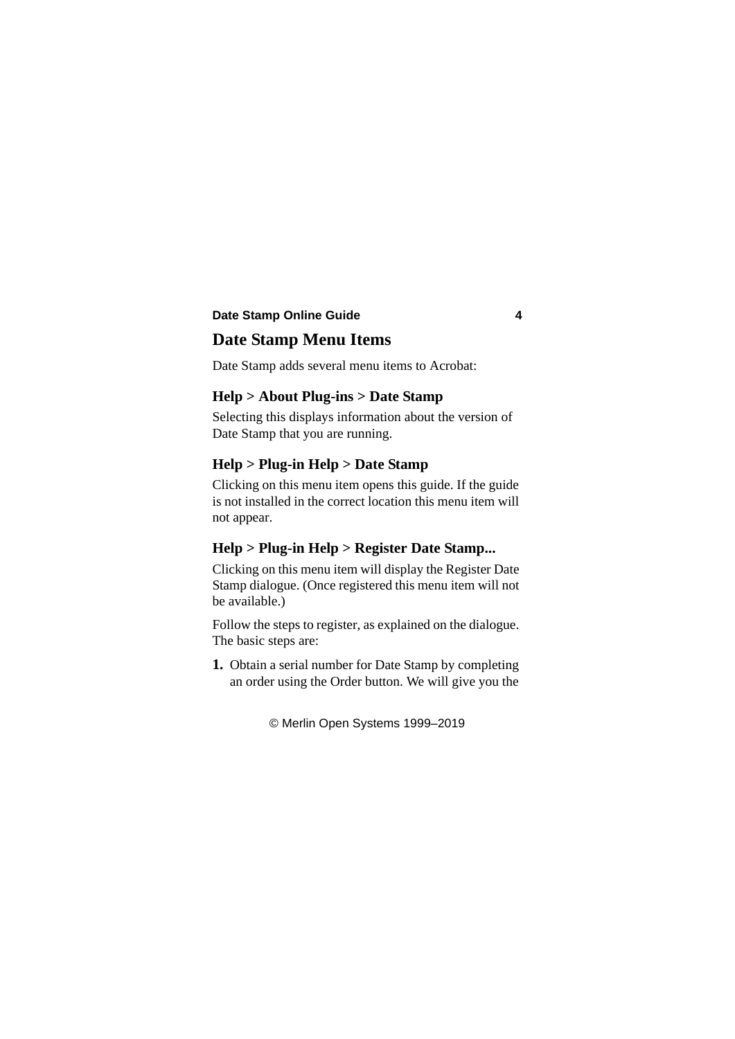# Date Stamp Menu Items

Date Stamp adds several menu items to Acrobat:

## Help > About Plug-ins > Date Stamp

Selecting this displays information about the version of Date Stamp that you are running.

## Help > Plug-in Help > Date Stamp

Clicking on this menu item opens this guide. If the guide is not installed in the correct location this menu item will not appear.

## Help > Plug-in Help > Register Date Stamp...

Clicking on this menu item will display the Register Date Stamp dialogue. (Once registered this menu item will not be available.)

Follow the steps to register, as explained on the dialogue. The basic steps are:

1. Obtain a serial number for Date Stamp by completing an order using the Order button. We will give you the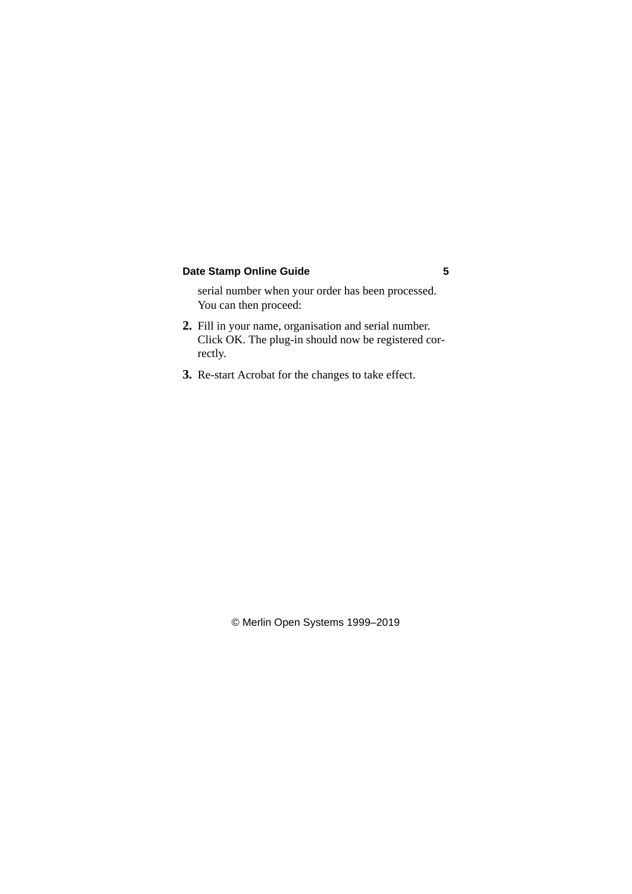serial number when your order has been processed. You can then proceed:

2. Fill in your name, organisation and serial number. Click OK. The plug-in should now be registered correctly.
3. Re-start Acrobat for the changes to take effect.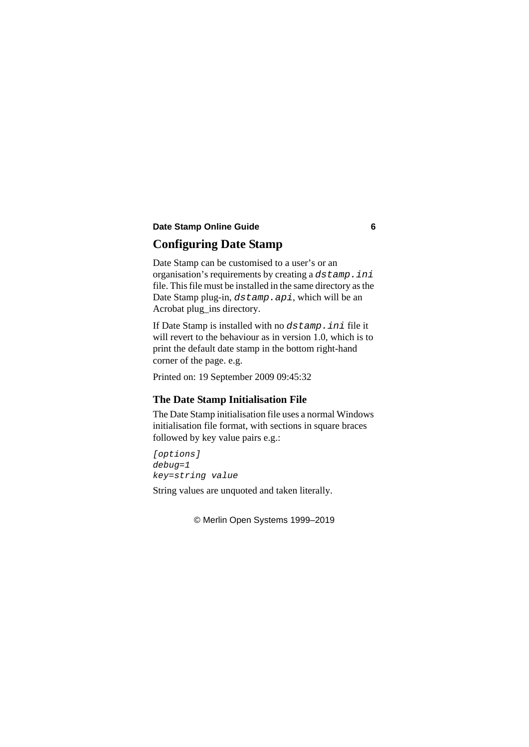# Configuring Date Stamp

Date Stamp can be customised to a user's or an organisation's requirements by creating a `dstamp.ini` file. This file must be installed in the same directory as the Date Stamp plug-in, `dstamp.api`, which will be an Acrobat plug_ins directory.

If Date Stamp is installed with no `dstamp.ini` file it will revert to the behaviour as in version 1.0, which is to print the default date stamp in the bottom right-hand corner of the page. e.g.

Printed on: 19 September 2009 09:45:32

## The Date Stamp Initialisation File

The Date Stamp initialisation file uses a normal Windows initialisation file format, with sections in square braces followed by key value pairs e.g.:

```
[options]
debug=1
key=string value
```

String values are unquoted and taken literally.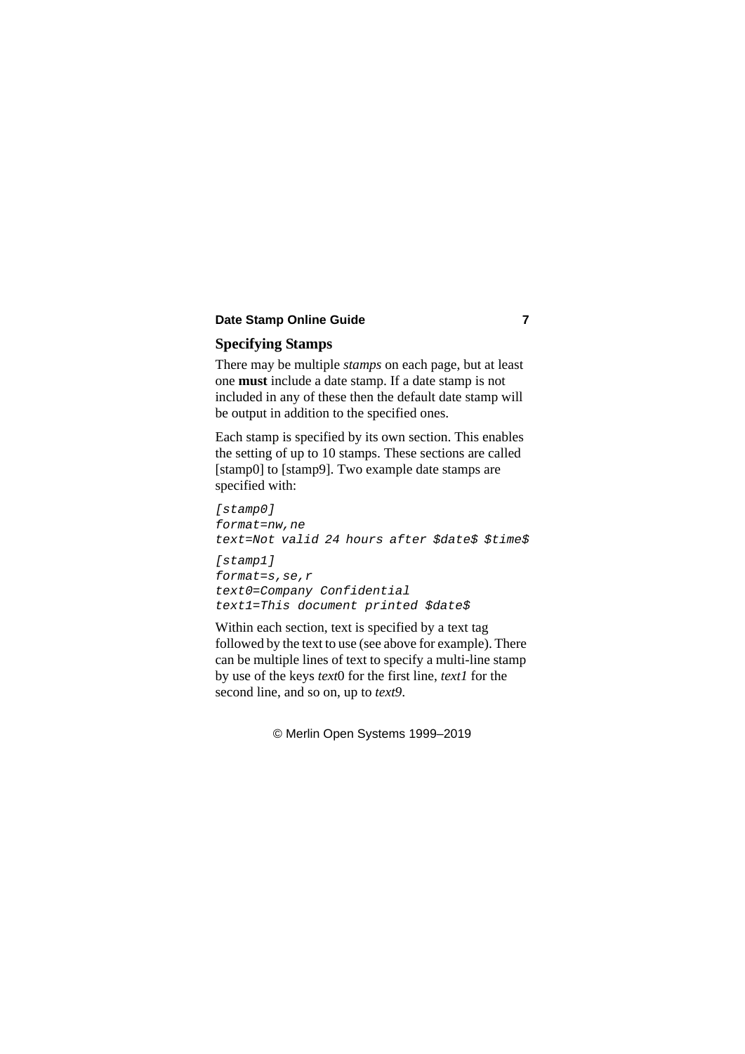## Specifying Stamps

There may be multiple *stamps* on each page, but at least one **must** include a date stamp. If a date stamp is not included in any of these then the default date stamp will be output in addition to the specified ones.

Each stamp is specified by its own section. This enables the setting of up to 10 stamps. These sections are called [stamp0] to [stamp9]. Two example date stamps are specified with:

```
[stamp0]
format=nw,ne
text=Not valid 24 hours after $date$ $time$

[stamp1]
format=s,se,r
text0=Company Confidential
text1=This document printed $date$
```

Within each section, text is specified by a text tag followed by the text to use (see above for example). There can be multiple lines of text to specify a multi-line stamp by use of the keys *text*0 for the first line, *text1* for the second line, and so on, up to *text9*.

© Merlin Open Systems 1999–2019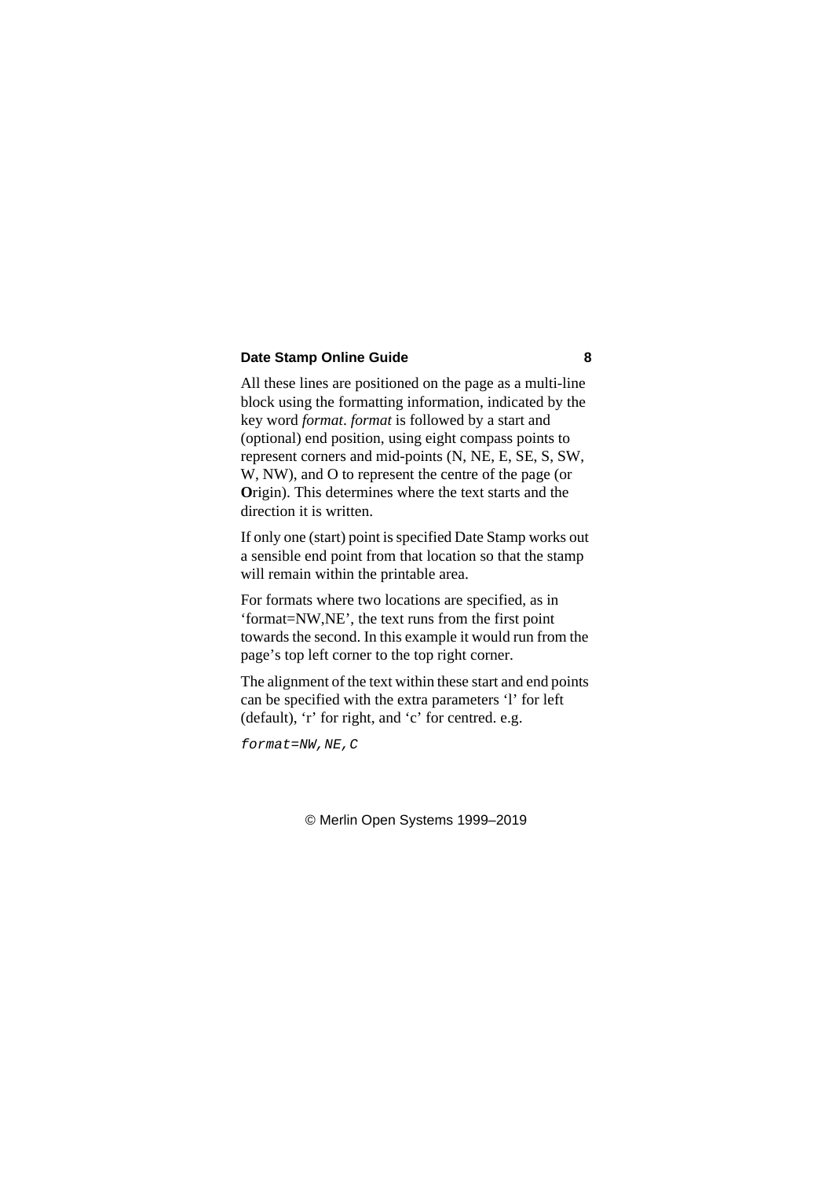All these lines are positioned on the page as a multi-line block using the formatting information, indicated by the key word *format*. *format* is followed by a start and (optional) end position, using eight compass points to represent corners and mid-points (N, NE, E, SE, S, SW, W, NW), and O to represent the centre of the page (or **O**rigin). This determines where the text starts and the direction it is written.

If only one (start) point is specified Date Stamp works out a sensible end point from that location so that the stamp will remain within the printable area.

For formats where two locations are specified, as in 'format=NW,NE', the text runs from the first point towards the second. In this example it would run from the page's top left corner to the top right corner.

The alignment of the text within these start and end points can be specified with the extra parameters 'l' for left (default), 'r' for right, and 'c' for centred. e.g.

```
format=NW,NE,C
```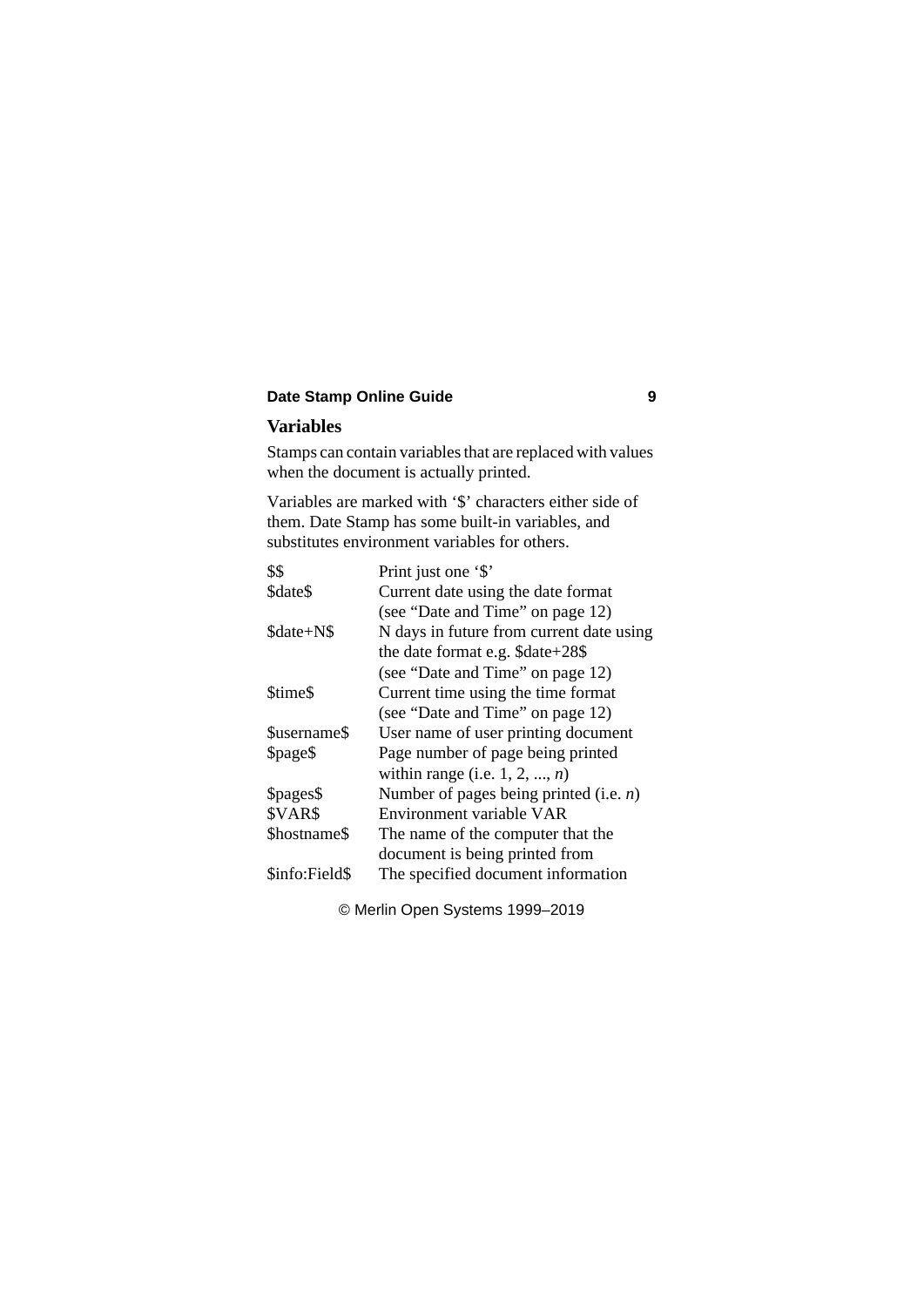## Variables

Stamps can contain variables that are replaced with values when the document is actually printed.

Variables are marked with '$' characters either side of them. Date Stamp has some built-in variables, and substitutes environment variables for others.

| | |
|---|---|
| $$ | Print just one '$' |
| $date$ | Current date using the date format (see "Date and Time" on page 12) |
| $date+N$ | N days in future from current date using the date format e.g. $date+28$ (see "Date and Time" on page 12) |
| $time$ | Current time using the time format (see "Date and Time" on page 12) |
| $username$ | User name of user printing document |
| $page$ | Page number of page being printed within range (i.e. 1, 2, ..., *n*) |
| $pages$ | Number of pages being printed (i.e. *n*) |
| $VAR$ | Environment variable VAR |
| $hostname$ | The name of the computer that the document is being printed from |
| $info:Field$ | The specified document information |

© Merlin Open Systems 1999–2019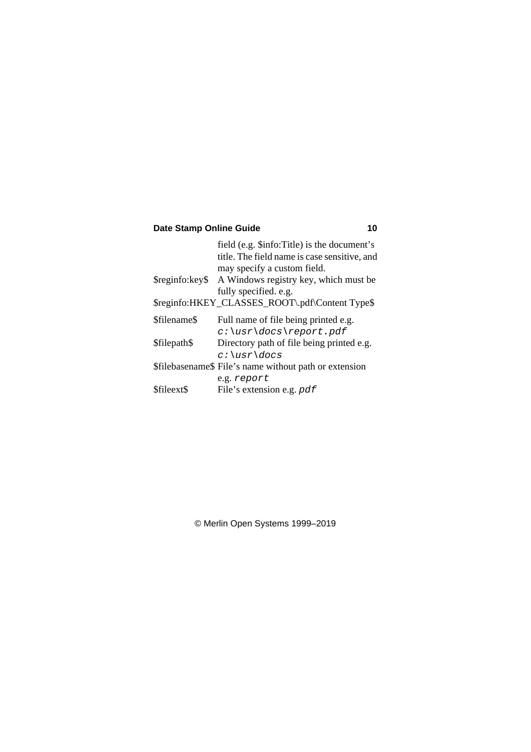field (e.g. $info:Title) is the document's title. The field name is case sensitive, and may specify a custom field.

$reginfo:key$ A Windows registry key, which must be fully specified. e.g.

$reginfo:HKEY_CLASSES_ROOT\.pdf\Content Type$

$filename$ Full name of file being printed e.g. `c:\usr\docs\report.pdf`

$filepath$ Directory path of file being printed e.g. `c:\usr\docs`

$filebasename$ File's name without path or extension e.g. `report`

$fileext$ File's extension e.g. `pdf`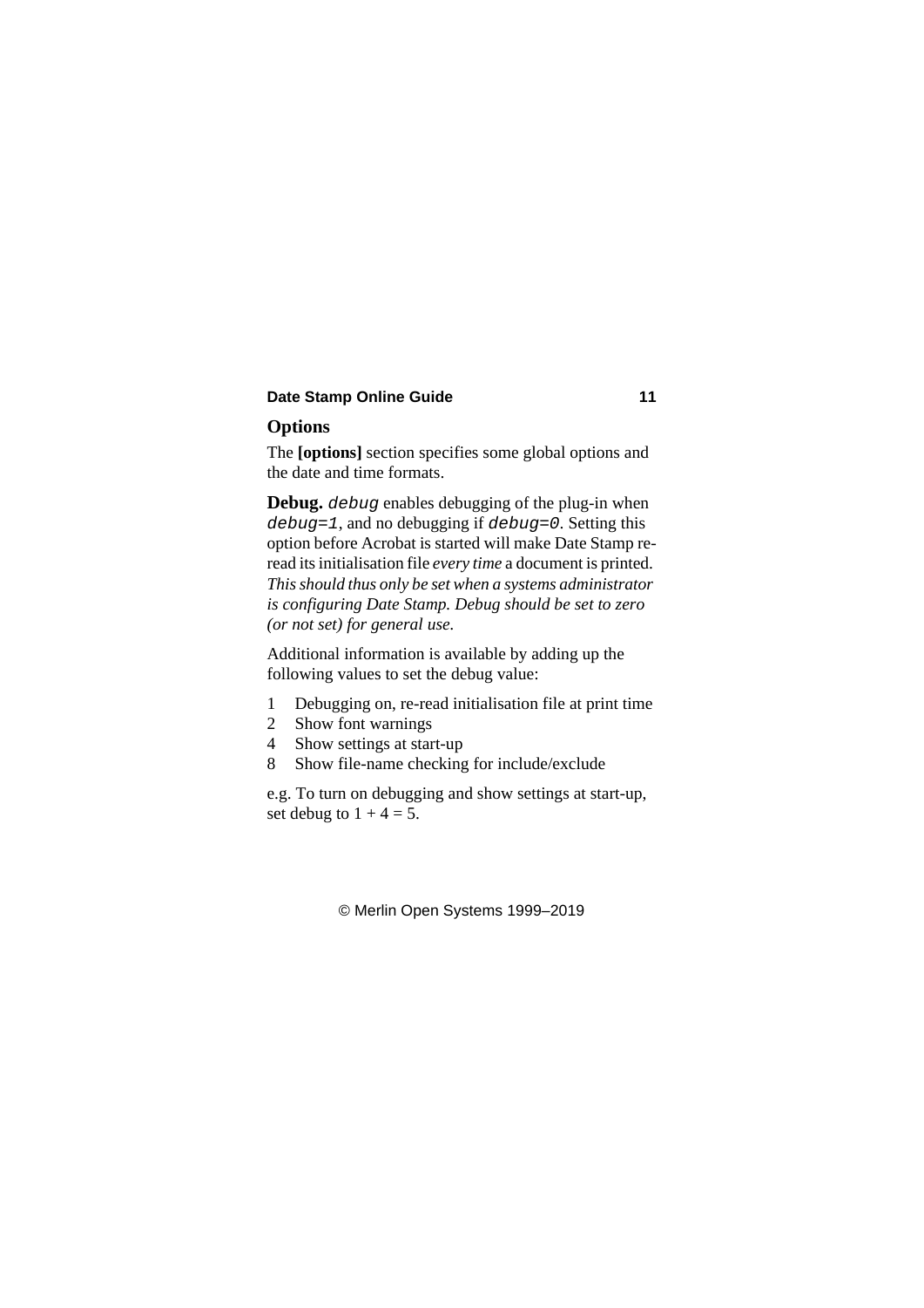## Options

The **[options]** section specifies some global options and the date and time formats.

**Debug.** `debug` enables debugging of the plug-in when `debug=1`, and no debugging if `debug=0`. Setting this option before Acrobat is started will make Date Stamp re-read its initialisation file *every time* a document is printed. *This should thus only be set when a systems administrator is configuring Date Stamp. Debug should be set to zero (or not set) for general use.*

Additional information is available by adding up the following values to set the debug value:

| | |
|---|---|
| 1 | Debugging on, re-read initialisation file at print time |
| 2 | Show font warnings |
| 4 | Show settings at start-up |
| 8 | Show file-name checking for include/exclude |

e.g. To turn on debugging and show settings at start-up, set debug to $1 + 4 = 5$.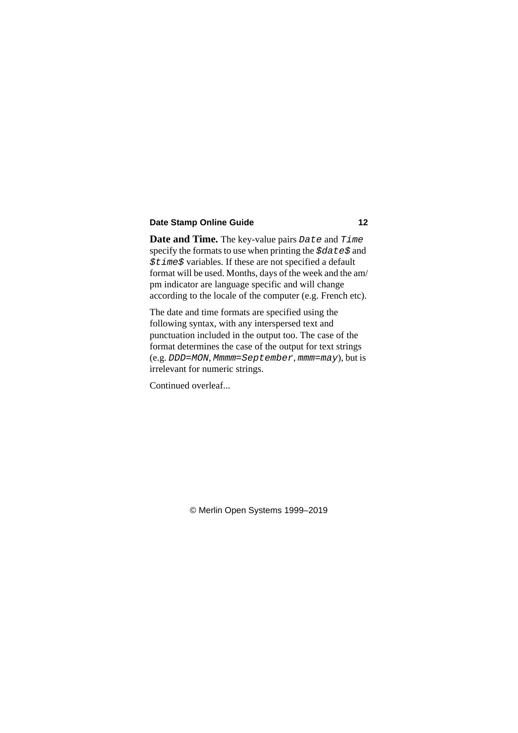**Date and Time.** The key-value pairs `Date` and `Time` specify the formats to use when printing the `$date$` and `$time$` variables. If these are not specified a default format will be used. Months, days of the week and the am/pm indicator are language specific and will change according to the locale of the computer (e.g. French etc).

The date and time formats are specified using the following syntax, with any interspersed text and punctuation included in the output too. The case of the format determines the case of the output for text strings (e.g. `DDD=MON`, `Mmmm=September`, `mmm=may`), but is irrelevant for numeric strings.

Continued overleaf...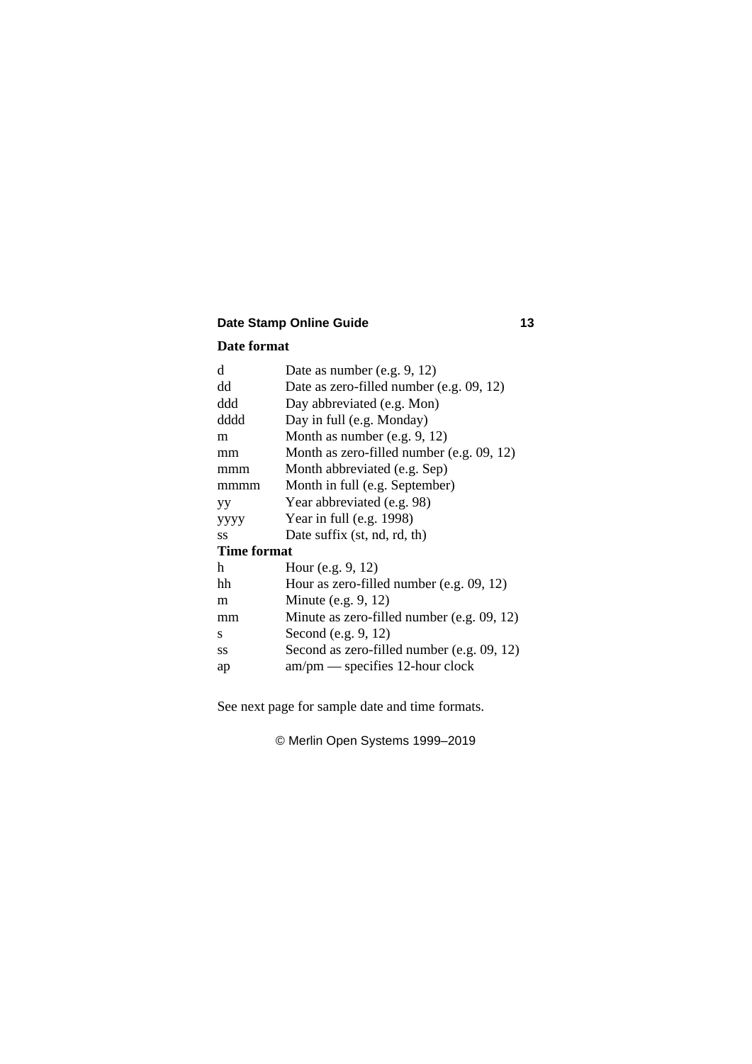## Date format

| | |
|---|---|
| d | Date as number (e.g. 9, 12) |
| dd | Date as zero-filled number (e.g. 09, 12) |
| ddd | Day abbreviated (e.g. Mon) |
| dddd | Day in full (e.g. Monday) |
| m | Month as number (e.g. 9, 12) |
| mm | Month as zero-filled number (e.g. 09, 12) |
| mmm | Month abbreviated (e.g. Sep) |
| mmmm | Month in full (e.g. September) |
| yy | Year abbreviated (e.g. 98) |
| yyyy | Year in full (e.g. 1998) |
| ss | Date suffix (st, nd, rd, th) |

## Time format

| | |
|---|---|
| h | Hour (e.g. 9, 12) |
| hh | Hour as zero-filled number (e.g. 09, 12) |
| m | Minute (e.g. 9, 12) |
| mm | Minute as zero-filled number (e.g. 09, 12) |
| s | Second (e.g. 9, 12) |
| ss | Second as zero-filled number (e.g. 09, 12) |
| ap | am/pm — specifies 12-hour clock |

See next page for sample date and time formats.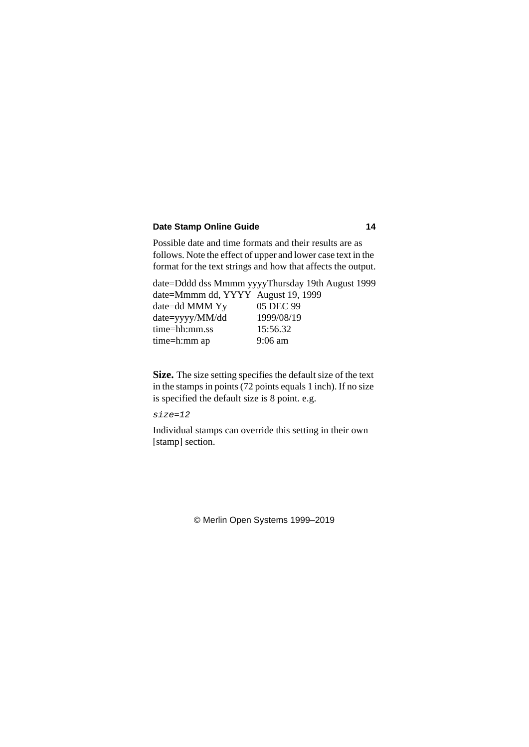Possible date and time formats and their results are as follows. Note the effect of upper and lower case text in the format for the text strings and how that affects the output.

| Format | Result |
|---|---|
| date=Dddd dss Mmmm yyyy | Thursday 19th August 1999 |
| date=Mmmm dd, YYYY | August 19, 1999 |
| date=dd MMM Yy | 05 DEC 99 |
| date=yyyy/MM/dd | 1999/08/19 |
| time=hh:mm.ss | 15:56.32 |
| time=h:mm ap | 9:06 am |

**Size.** The size setting specifies the default size of the text in the stamps in points (72 points equals 1 inch). If no size is specified the default size is 8 point. e.g.

```
size=12
```

Individual stamps can override this setting in their own [stamp] section.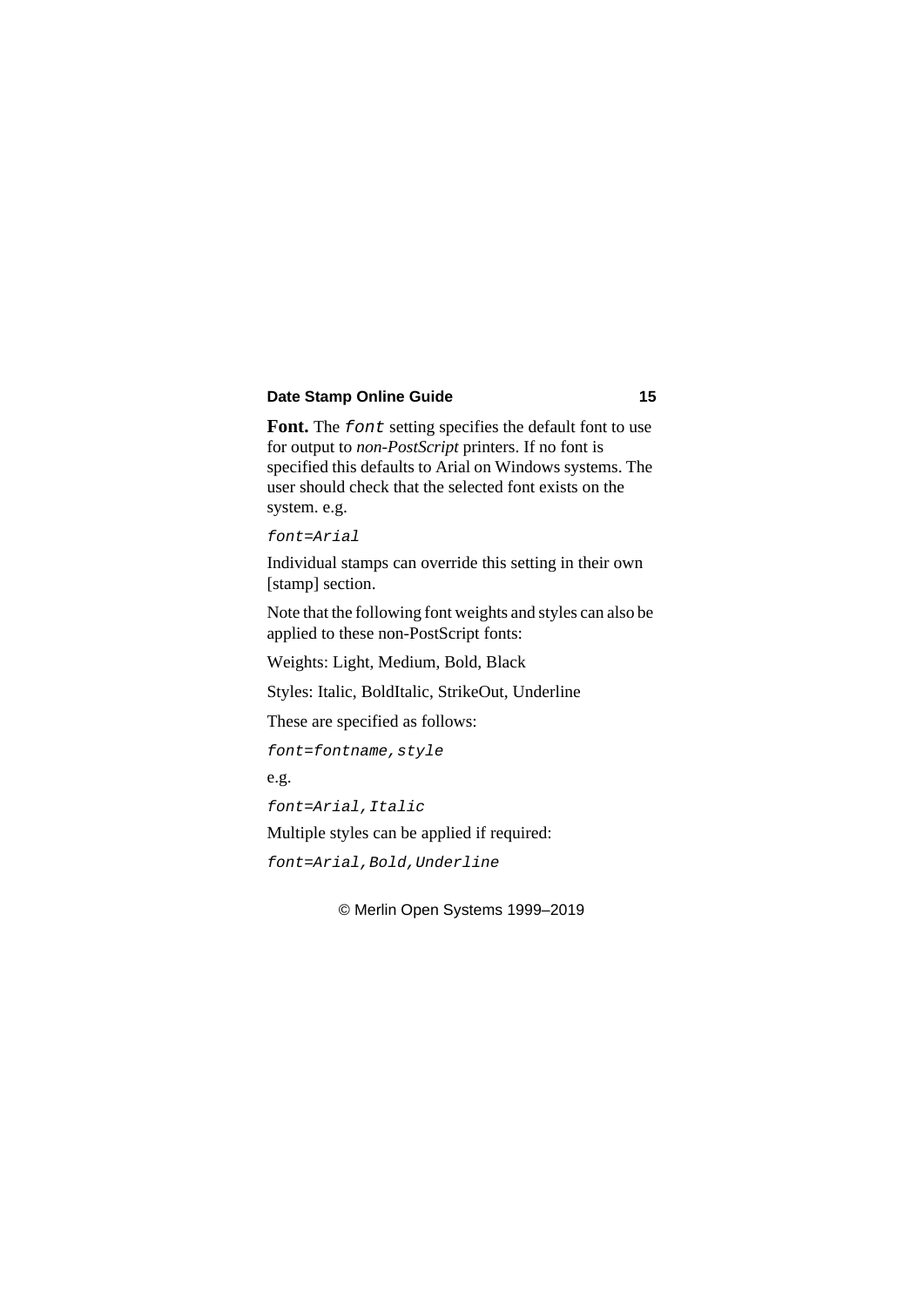**Font.** The `font` setting specifies the default font to use for output to *non-PostScript* printers. If no font is specified this defaults to Arial on Windows systems. The user should check that the selected font exists on the system. e.g.

```
font=Arial
```

Individual stamps can override this setting in their own [stamp] section.

Note that the following font weights and styles can also be applied to these non-PostScript fonts:

Weights: Light, Medium, Bold, Black

Styles: Italic, BoldItalic, StrikeOut, Underline

These are specified as follows:

```
font=fontname,style
```

e.g.

```
font=Arial,Italic
```

Multiple styles can be applied if required:

```
font=Arial,Bold,Underline
```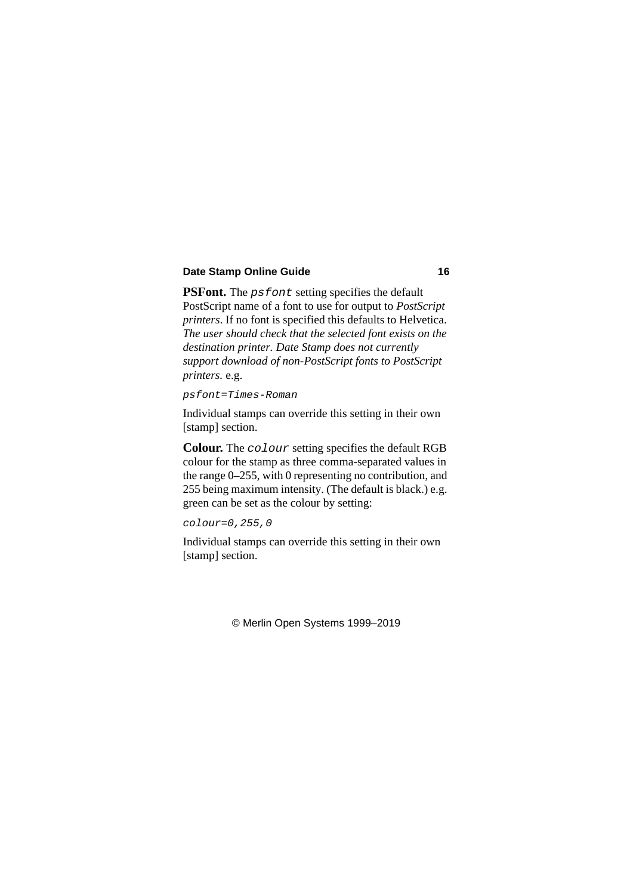**PSFont.** The `psfont` setting specifies the default PostScript name of a font to use for output to *PostScript printers*. If no font is specified this defaults to Helvetica. *The user should check that the selected font exists on the destination printer. Date Stamp does not currently support download of non-PostScript fonts to PostScript printers.* e.g.

```
psfont=Times-Roman
```

Individual stamps can override this setting in their own [stamp] section.

**Colour.** The `colour` setting specifies the default RGB colour for the stamp as three comma-separated values in the range 0–255, with 0 representing no contribution, and 255 being maximum intensity. (The default is black.) e.g. green can be set as the colour by setting:

```
colour=0,255,0
```

Individual stamps can override this setting in their own [stamp] section.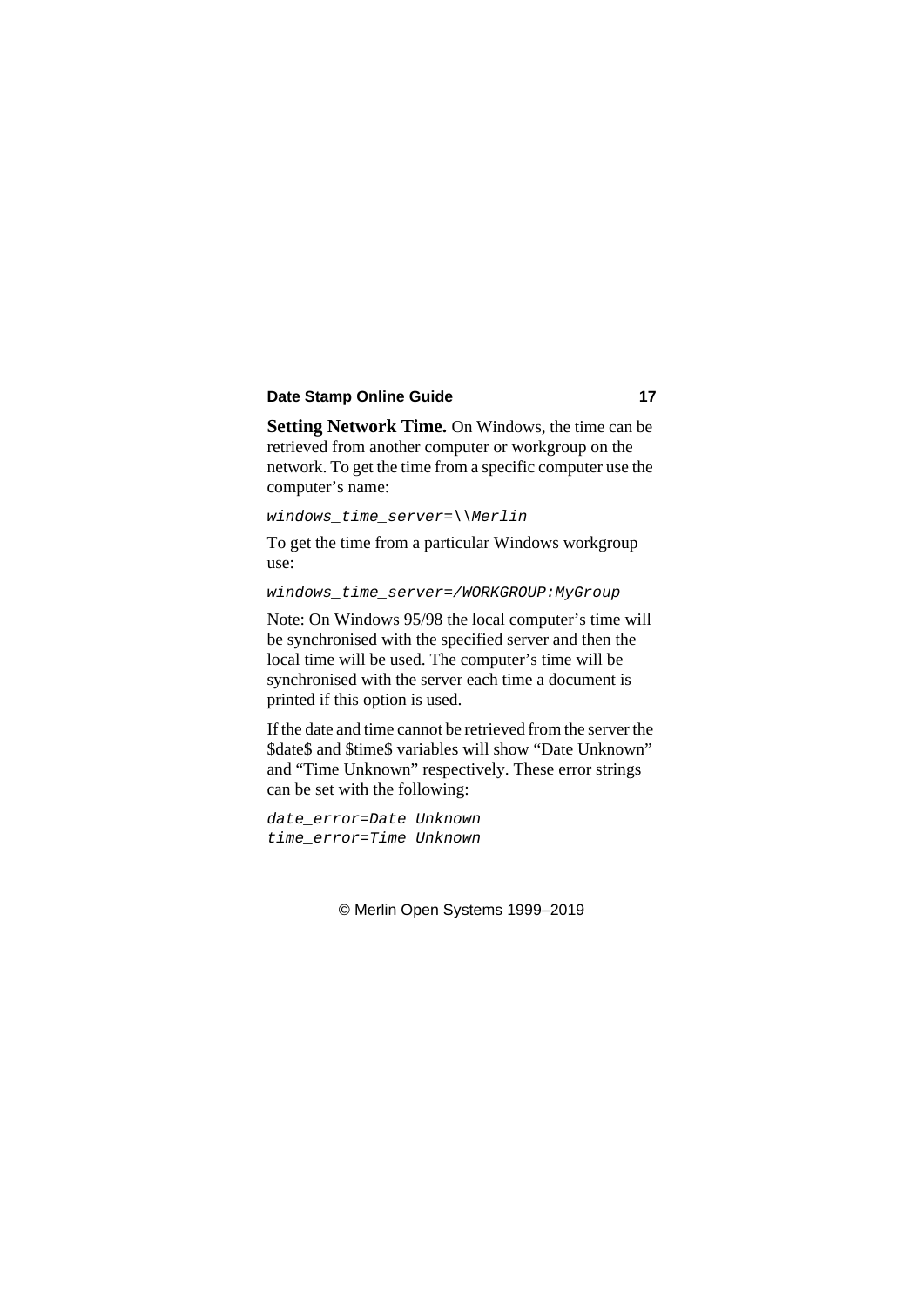**Setting Network Time.** On Windows, the time can be retrieved from another computer or workgroup on the network. To get the time from a specific computer use the computer's name:

```
windows_time_server=\\Merlin
```

To get the time from a particular Windows workgroup use:

```
windows_time_server=/WORKGROUP:MyGroup
```

Note: On Windows 95/98 the local computer's time will be synchronised with the specified server and then the local time will be used. The computer's time will be synchronised with the server each time a document is printed if this option is used.

If the date and time cannot be retrieved from the server the $date$ and $time$ variables will show "Date Unknown" and "Time Unknown" respectively. These error strings can be set with the following:

```
date_error=Date Unknown
time_error=Time Unknown
```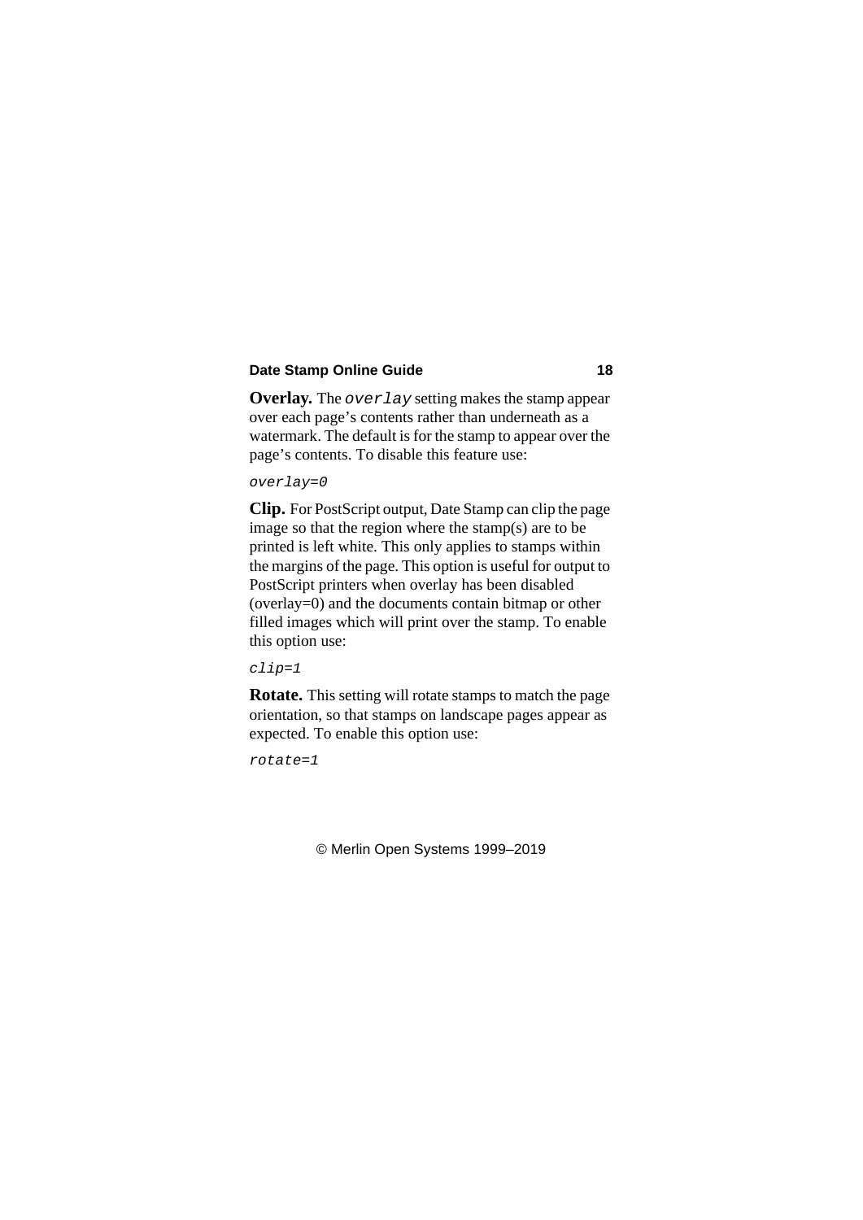**Overlay.** The `overlay` setting makes the stamp appear over each page's contents rather than underneath as a watermark. The default is for the stamp to appear over the page's contents. To disable this feature use:

```
overlay=0
```

**Clip.** For PostScript output, Date Stamp can clip the page image so that the region where the stamp(s) are to be printed is left white. This only applies to stamps within the margins of the page. This option is useful for output to PostScript printers when overlay has been disabled (overlay=0) and the documents contain bitmap or other filled images which will print over the stamp. To enable this option use:

```
clip=1
```

**Rotate.** This setting will rotate stamps to match the page orientation, so that stamps on landscape pages appear as expected. To enable this option use:

```
rotate=1
```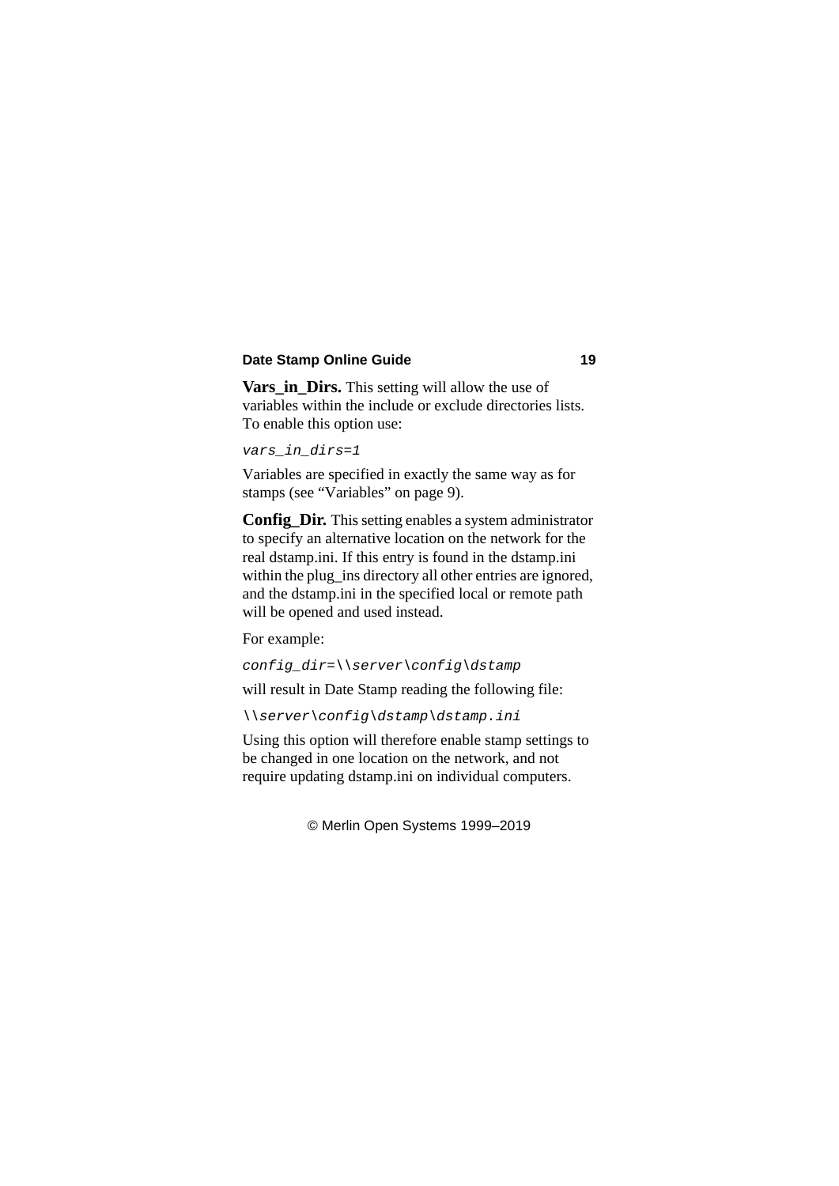**Vars_in_Dirs.** This setting will allow the use of variables within the include or exclude directories lists. To enable this option use:

```
vars_in_dirs=1
```

Variables are specified in exactly the same way as for stamps (see “Variables” on page 9).

**Config_Dir.** This setting enables a system administrator to specify an alternative location on the network for the real dstamp.ini. If this entry is found in the dstamp.ini within the plug_ins directory all other entries are ignored, and the dstamp.ini in the specified local or remote path will be opened and used instead.

For example:

```
config_dir=\\server\config\dstamp
```

will result in Date Stamp reading the following file:

```
\\server\config\dstamp\dstamp.ini
```

Using this option will therefore enable stamp settings to be changed in one location on the network, and not require updating dstamp.ini on individual computers.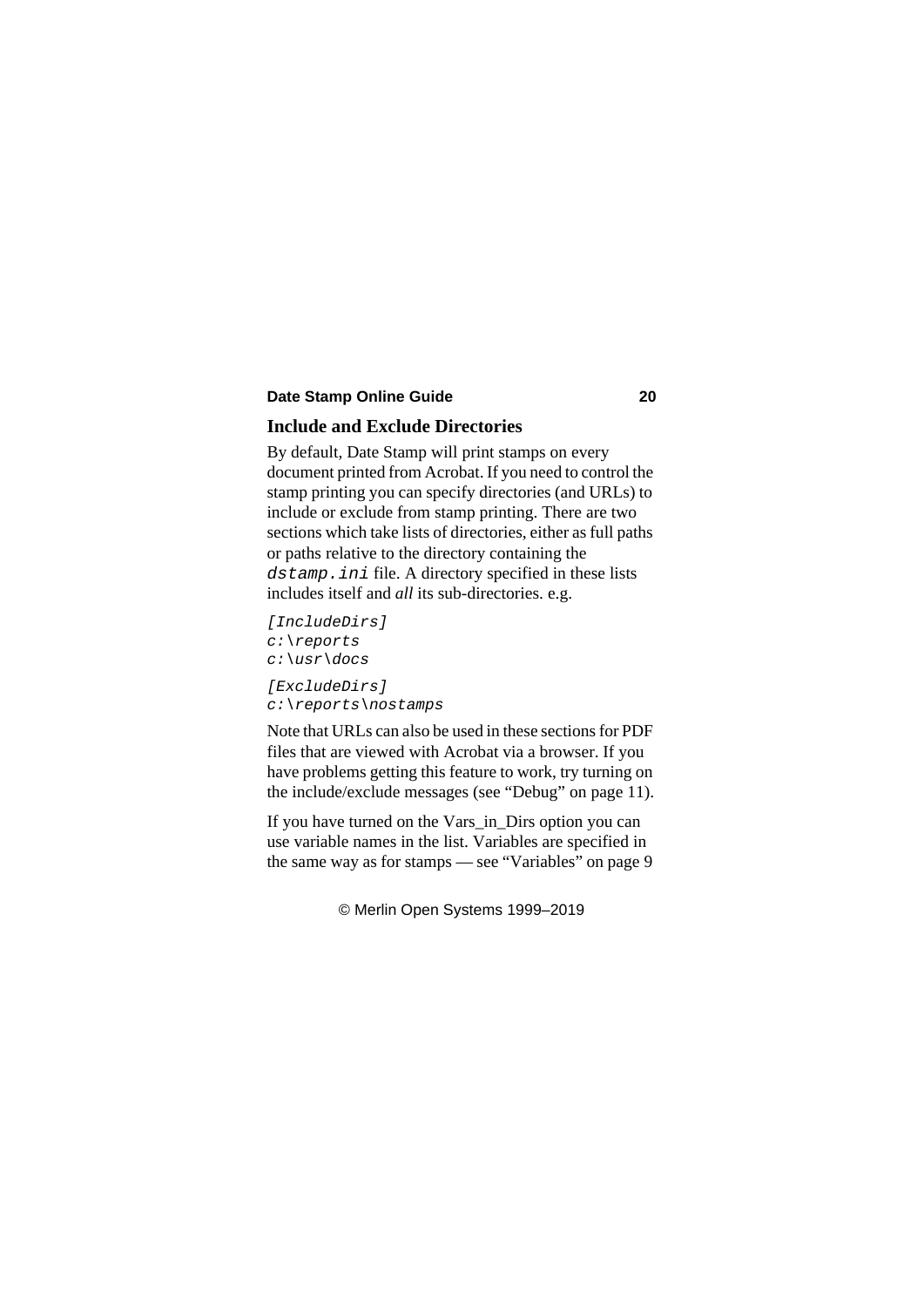## Include and Exclude Directories

By default, Date Stamp will print stamps on every document printed from Acrobat. If you need to control the stamp printing you can specify directories (and URLs) to include or exclude from stamp printing. There are two sections which take lists of directories, either as full paths or paths relative to the directory containing the `dstamp.ini` file. A directory specified in these lists includes itself and *all* its sub-directories. e.g.

```
[IncludeDirs]
c:\reports
c:\usr\docs

[ExcludeDirs]
c:\reports\nostamps
```

Note that URLs can also be used in these sections for PDF files that are viewed with Acrobat via a browser. If you have problems getting this feature to work, try turning on the include/exclude messages (see “Debug” on page 11).

If you have turned on the Vars_in_Dirs option you can use variable names in the list. Variables are specified in the same way as for stamps — see “Variables” on page 9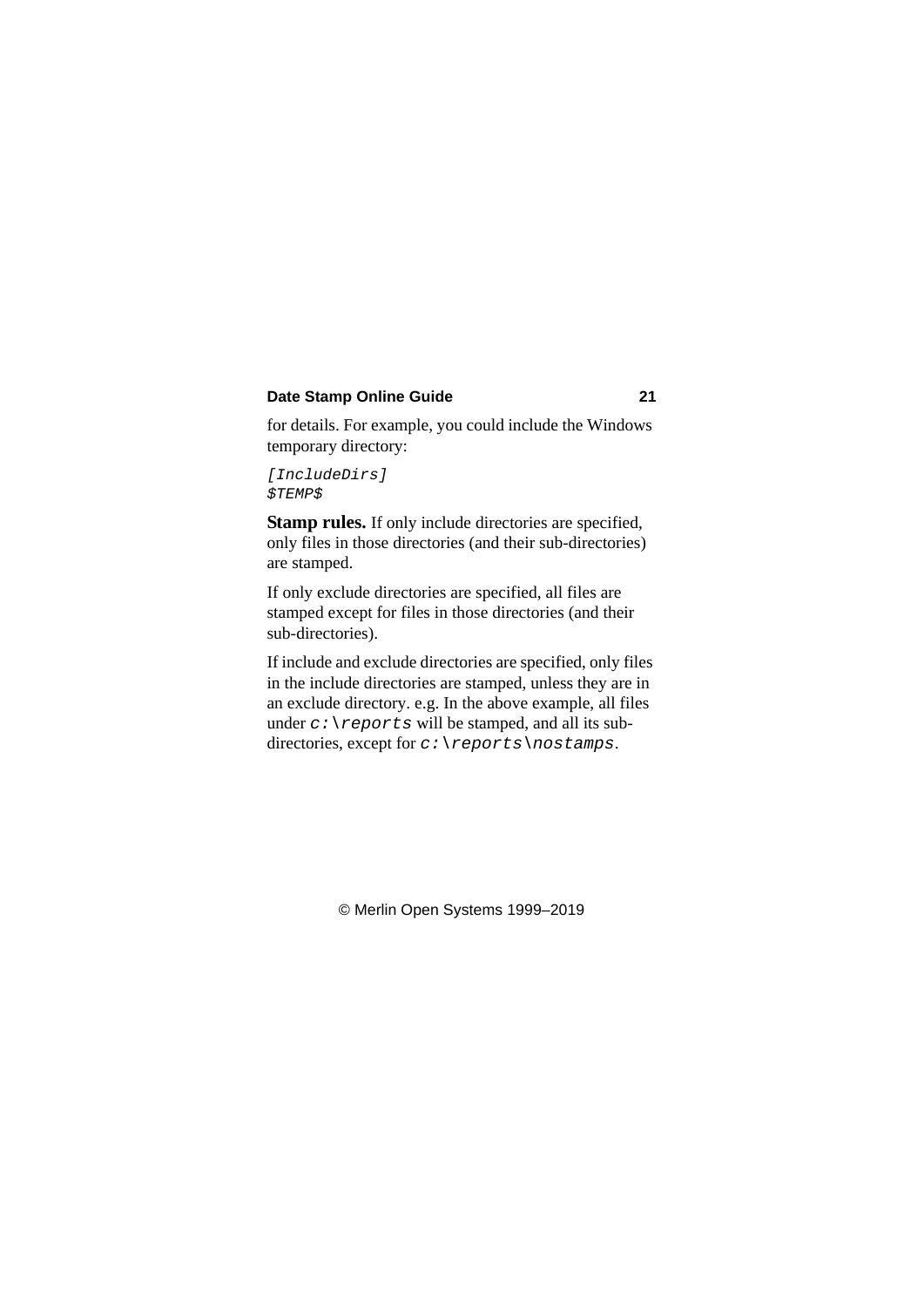for details. For example, you could include the Windows temporary directory:

```
[IncludeDirs]
$TEMP$
```

**Stamp rules.** If only include directories are specified, only files in those directories (and their sub-directories) are stamped.

If only exclude directories are specified, all files are stamped except for files in those directories (and their sub-directories).

If include and exclude directories are specified, only files in the include directories are stamped, unless they are in an exclude directory. e.g. In the above example, all files under *c:\reports* will be stamped, and all its sub-directories, except for *c:\reports\nostamps*.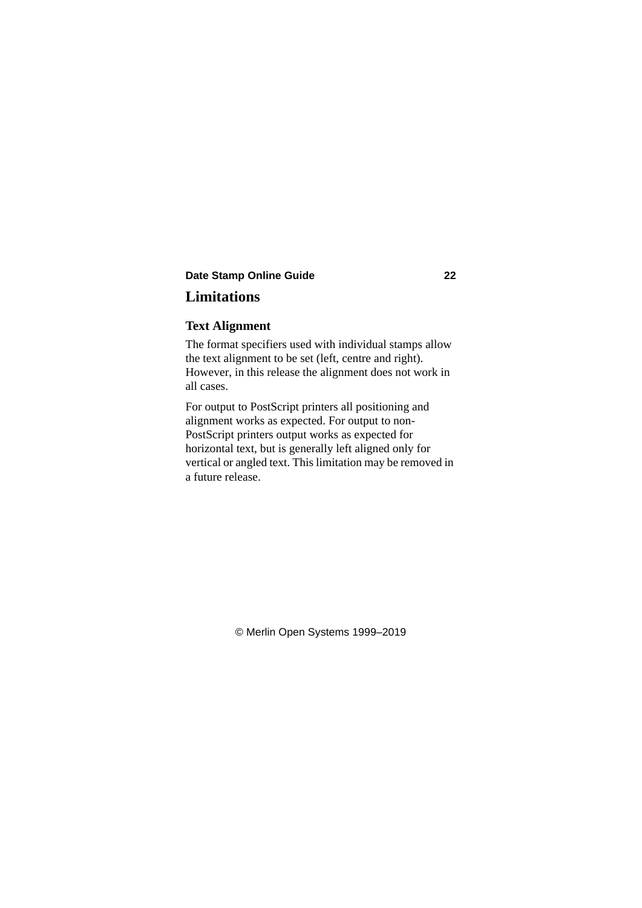# Limitations

## Text Alignment

The format specifiers used with individual stamps allow the text alignment to be set (left, centre and right). However, in this release the alignment does not work in all cases.

For output to PostScript printers all positioning and alignment works as expected. For output to non-PostScript printers output works as expected for horizontal text, but is generally left aligned only for vertical or angled text. This limitation may be removed in a future release.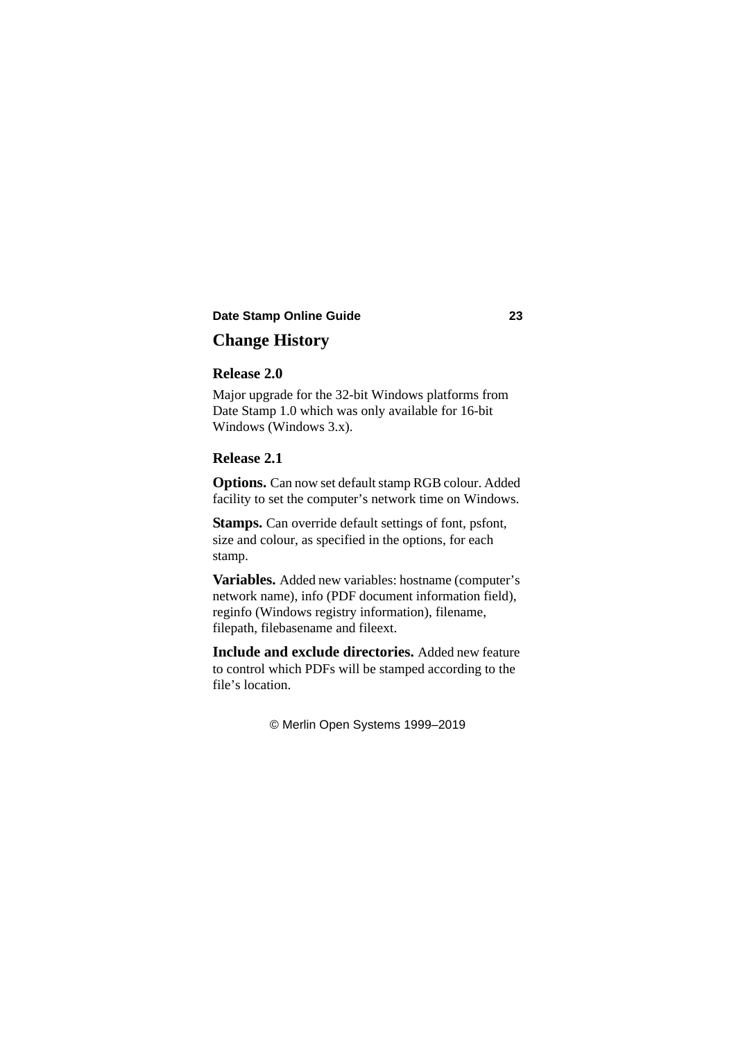# Change History

## Release 2.0

Major upgrade for the 32-bit Windows platforms from Date Stamp 1.0 which was only available for 16-bit Windows (Windows 3.x).

## Release 2.1

**Options.** Can now set default stamp RGB colour. Added facility to set the computer's network time on Windows.

**Stamps.** Can override default settings of font, psfont, size and colour, as specified in the options, for each stamp.

**Variables.** Added new variables: hostname (computer's network name), info (PDF document information field), reginfo (Windows registry information), filename, filepath, filebasename and fileext.

**Include and exclude directories.** Added new feature to control which PDFs will be stamped according to the file's location.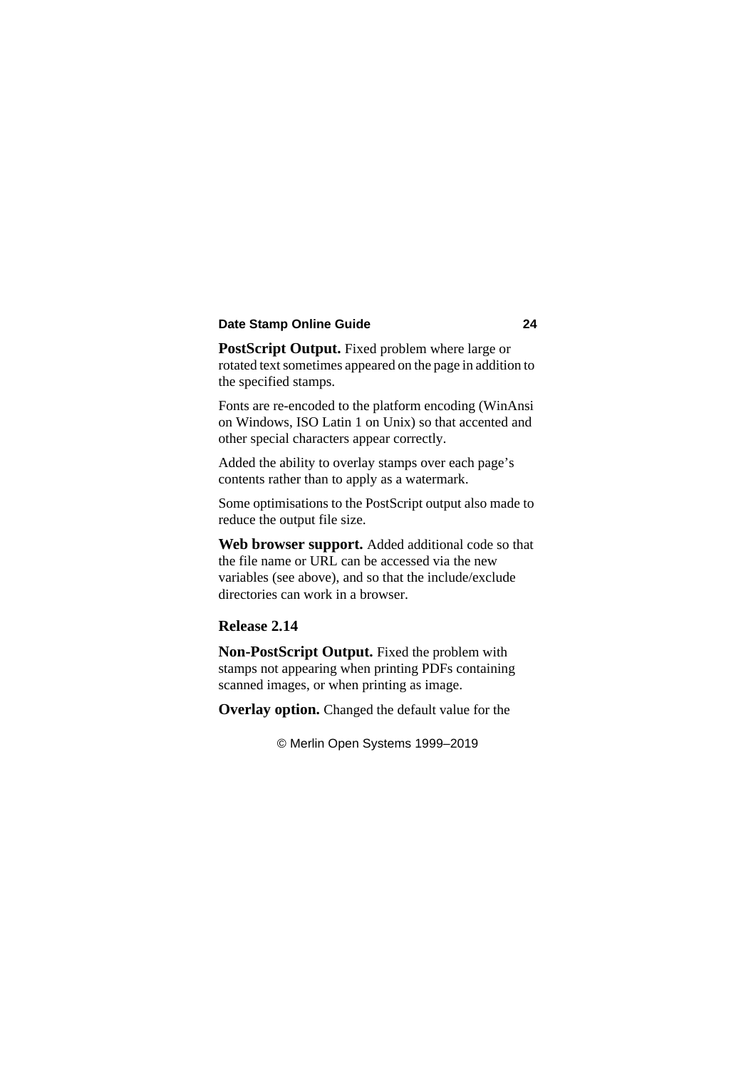**PostScript Output.** Fixed problem where large or rotated text sometimes appeared on the page in addition to the specified stamps.

Fonts are re-encoded to the platform encoding (WinAnsi on Windows, ISO Latin 1 on Unix) so that accented and other special characters appear correctly.

Added the ability to overlay stamps over each page's contents rather than to apply as a watermark.

Some optimisations to the PostScript output also made to reduce the output file size.

**Web browser support.** Added additional code so that the file name or URL can be accessed via the new variables (see above), and so that the include/exclude directories can work in a browser.

### Release 2.14

**Non-PostScript Output.** Fixed the problem with stamps not appearing when printing PDFs containing scanned images, or when printing as image.

**Overlay option.** Changed the default value for the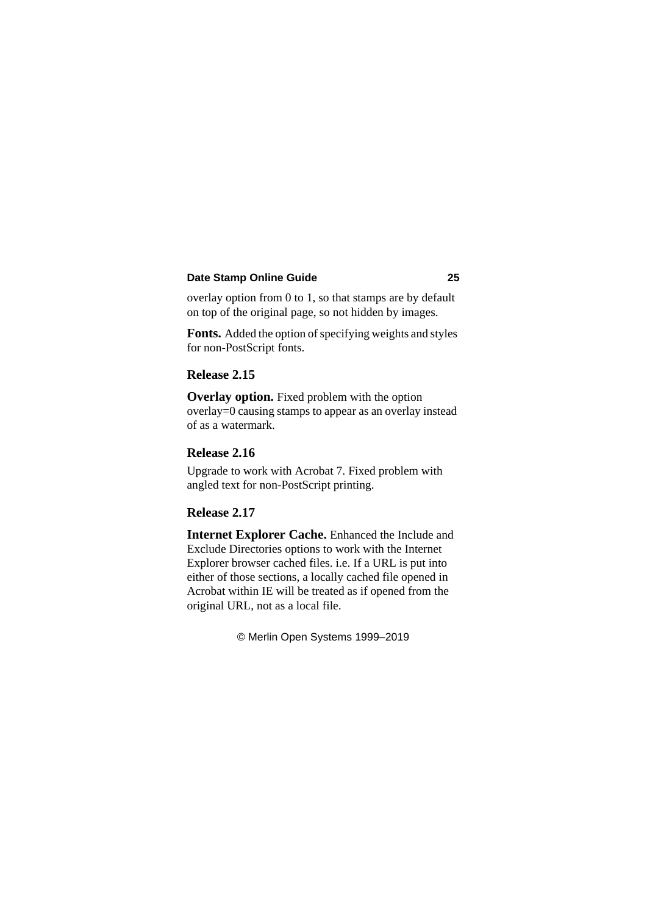overlay option from 0 to 1, so that stamps are by default on top of the original page, so not hidden by images.

**Fonts.** Added the option of specifying weights and styles for non-PostScript fonts.

### Release 2.15

**Overlay option.** Fixed problem with the option overlay=0 causing stamps to appear as an overlay instead of as a watermark.

### Release 2.16

Upgrade to work with Acrobat 7. Fixed problem with angled text for non-PostScript printing.

### Release 2.17

**Internet Explorer Cache.** Enhanced the Include and Exclude Directories options to work with the Internet Explorer browser cached files. i.e. If a URL is put into either of those sections, a locally cached file opened in Acrobat within IE will be treated as if opened from the original URL, not as a local file.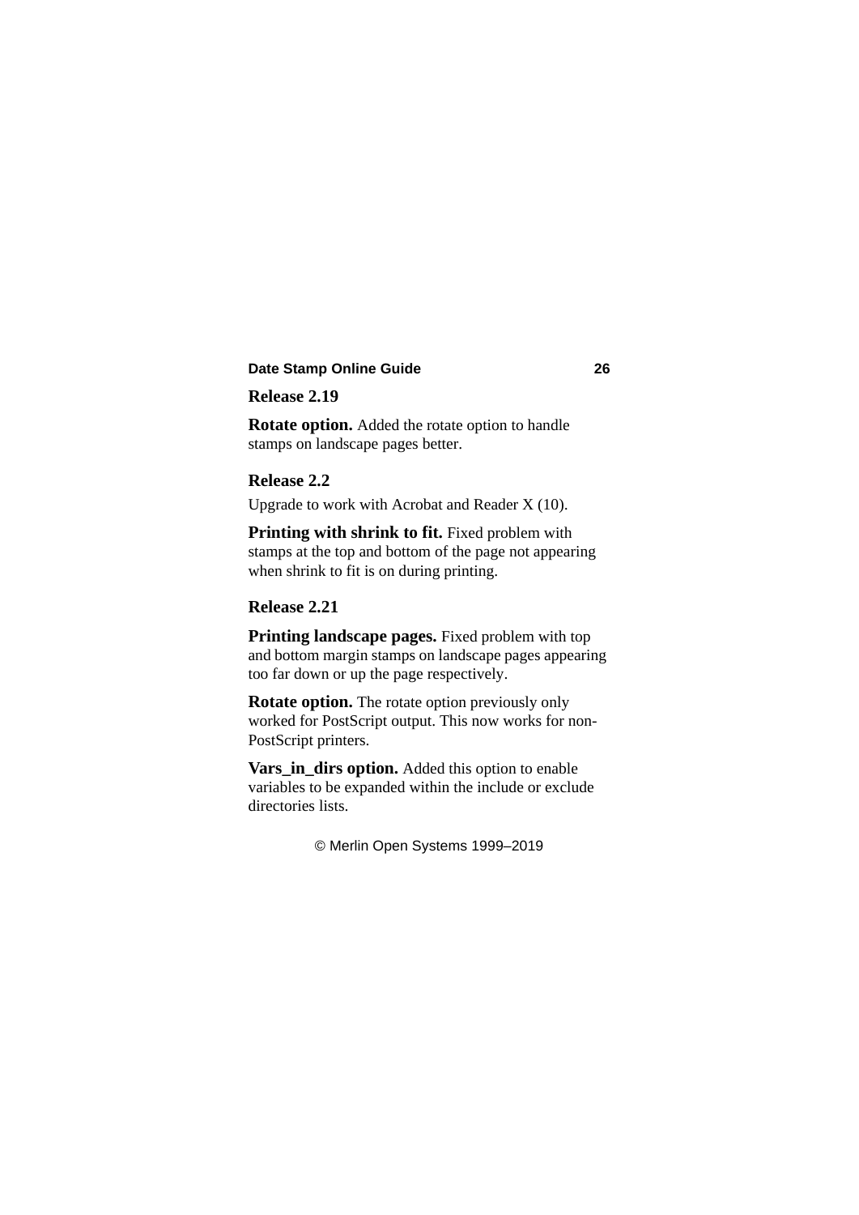## Release 2.19

**Rotate option.** Added the rotate option to handle stamps on landscape pages better.

## Release 2.2

Upgrade to work with Acrobat and Reader X (10).

**Printing with shrink to fit.** Fixed problem with stamps at the top and bottom of the page not appearing when shrink to fit is on during printing.

## Release 2.21

**Printing landscape pages.** Fixed problem with top and bottom margin stamps on landscape pages appearing too far down or up the page respectively.

**Rotate option.** The rotate option previously only worked for PostScript output. This now works for non-PostScript printers.

**Vars_in_dirs option.** Added this option to enable variables to be expanded within the include or exclude directories lists.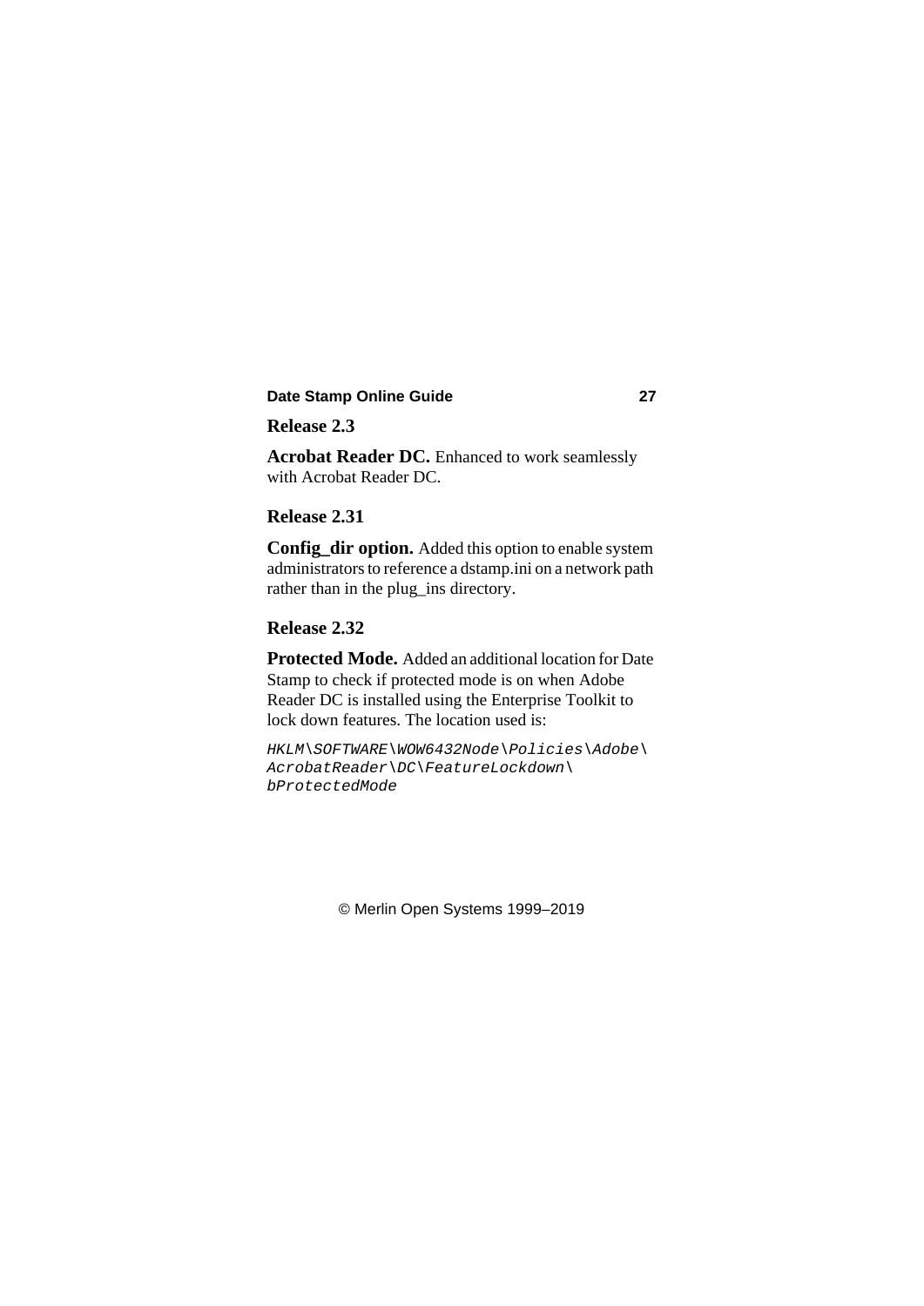## Release 2.3

**Acrobat Reader DC.** Enhanced to work seamlessly with Acrobat Reader DC.

## Release 2.31

**Config_dir option.** Added this option to enable system administrators to reference a dstamp.ini on a network path rather than in the plug_ins directory.

## Release 2.32

**Protected Mode.** Added an additional location for Date Stamp to check if protected mode is on when Adobe Reader DC is installed using the Enterprise Toolkit to lock down features. The location used is:

*HKLM\SOFTWARE\WOW6432Node\Policies\Adobe\AcrobatReader\DC\FeatureLockdown\bProtectedMode*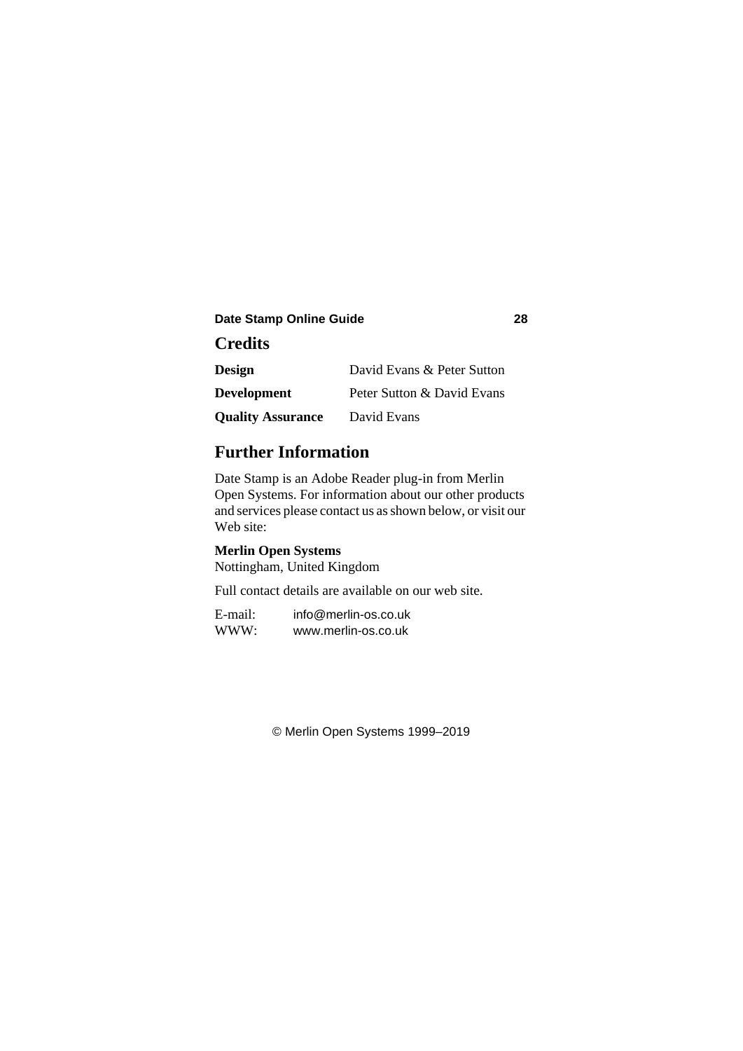## Credits

| | |
|---|---|
| **Design** | David Evans & Peter Sutton |
| **Development** | Peter Sutton & David Evans |
| **Quality Assurance** | David Evans |

## Further Information

Date Stamp is an Adobe Reader plug-in from Merlin Open Systems. For information about our other products and services please contact us as shown below, or visit our Web site:

**Merlin Open Systems**
Nottingham, United Kingdom

Full contact details are available on our web site.

E-mail: info@merlin-os.co.uk
WWW: www.merlin-os.co.uk

© Merlin Open Systems 1999–2019